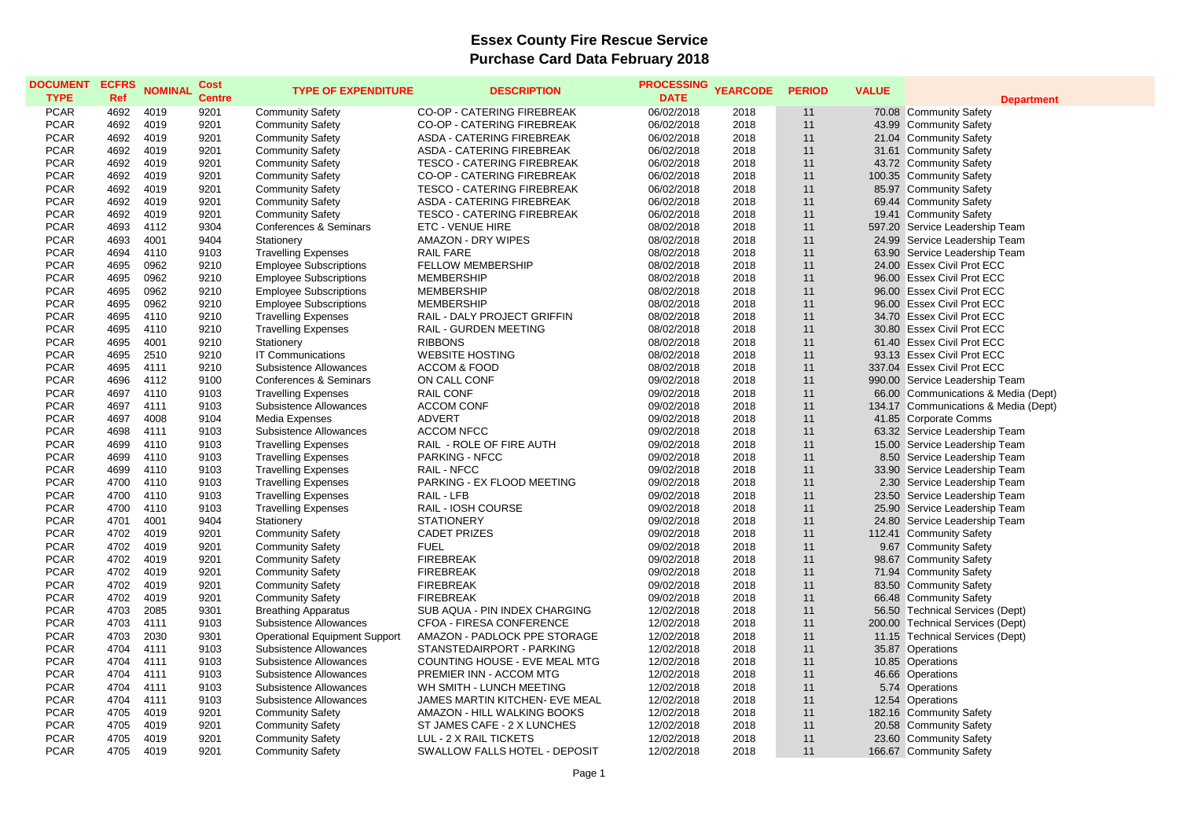# Essex County Fire Rescue Service

## Purchase Card Data February 2018

| DOCUMENT TYPE | ECFRS Ref | NOMINAL | Cost Centre | TYPE OF EXPENDITURE | DESCRIPTION | PROCESSING DATE | YEARCODE | PERIOD | VALUE | Department |
|---|---|---|---|---|---|---|---|---|---|---|
| PCAR | 4692 | 4019 | 9201 | Community Safety | CO-OP - CATERING FIREBREAK | 06/02/2018 | 2018 | 11 | 70.08 | Community Safety |
| PCAR | 4692 | 4019 | 9201 | Community Safety | CO-OP - CATERING FIREBREAK | 06/02/2018 | 2018 | 11 | 43.99 | Community Safety |
| PCAR | 4692 | 4019 | 9201 | Community Safety | ASDA - CATERING FIREBREAK | 06/02/2018 | 2018 | 11 | 21.04 | Community Safety |
| PCAR | 4692 | 4019 | 9201 | Community Safety | ASDA - CATERING FIREBREAK | 06/02/2018 | 2018 | 11 | 31.61 | Community Safety |
| PCAR | 4692 | 4019 | 9201 | Community Safety | TESCO - CATERING FIREBREAK | 06/02/2018 | 2018 | 11 | 43.72 | Community Safety |
| PCAR | 4692 | 4019 | 9201 | Community Safety | CO-OP - CATERING FIREBREAK | 06/02/2018 | 2018 | 11 | 100.35 | Community Safety |
| PCAR | 4692 | 4019 | 9201 | Community Safety | TESCO - CATERING FIREBREAK | 06/02/2018 | 2018 | 11 | 85.97 | Community Safety |
| PCAR | 4692 | 4019 | 9201 | Community Safety | ASDA - CATERING FIREBREAK | 06/02/2018 | 2018 | 11 | 69.44 | Community Safety |
| PCAR | 4692 | 4019 | 9201 | Community Safety | TESCO - CATERING FIREBREAK | 06/02/2018 | 2018 | 11 | 19.41 | Community Safety |
| PCAR | 4693 | 4112 | 9304 | Conferences & Seminars | ETC - VENUE HIRE | 08/02/2018 | 2018 | 11 | 597.20 | Service Leadership Team |
| PCAR | 4693 | 4001 | 9404 | Stationery | AMAZON - DRY WIPES | 08/02/2018 | 2018 | 11 | 24.99 | Service Leadership Team |
| PCAR | 4694 | 4110 | 9103 | Travelling Expenses | RAIL FARE | 08/02/2018 | 2018 | 11 | 63.90 | Service Leadership Team |
| PCAR | 4695 | 0962 | 9210 | Employee Subscriptions | FELLOW MEMBERSHIP | 08/02/2018 | 2018 | 11 | 24.00 | Essex Civil Prot ECC |
| PCAR | 4695 | 0962 | 9210 | Employee Subscriptions | MEMBERSHIP | 08/02/2018 | 2018 | 11 | 96.00 | Essex Civil Prot ECC |
| PCAR | 4695 | 0962 | 9210 | Employee Subscriptions | MEMBERSHIP | 08/02/2018 | 2018 | 11 | 96.00 | Essex Civil Prot ECC |
| PCAR | 4695 | 0962 | 9210 | Employee Subscriptions | MEMBERSHIP | 08/02/2018 | 2018 | 11 | 96.00 | Essex Civil Prot ECC |
| PCAR | 4695 | 4110 | 9210 | Travelling Expenses | RAIL - DALY PROJECT GRIFFIN | 08/02/2018 | 2018 | 11 | 34.70 | Essex Civil Prot ECC |
| PCAR | 4695 | 4110 | 9210 | Travelling Expenses | RAIL - GURDEN MEETING | 08/02/2018 | 2018 | 11 | 30.80 | Essex Civil Prot ECC |
| PCAR | 4695 | 4001 | 9210 | Stationery | RIBBONS | 08/02/2018 | 2018 | 11 | 61.40 | Essex Civil Prot ECC |
| PCAR | 4695 | 2510 | 9210 | IT Communications | WEBSITE HOSTING | 08/02/2018 | 2018 | 11 | 93.13 | Essex Civil Prot ECC |
| PCAR | 4695 | 4111 | 9210 | Subsistence Allowances | ACCOM & FOOD | 08/02/2018 | 2018 | 11 | 337.04 | Essex Civil Prot ECC |
| PCAR | 4696 | 4112 | 9100 | Conferences & Seminars | ON CALL CONF | 09/02/2018 | 2018 | 11 | 990.00 | Service Leadership Team |
| PCAR | 4697 | 4110 | 9103 | Travelling Expenses | RAIL CONF | 09/02/2018 | 2018 | 11 | 66.00 | Communications & Media (Dept) |
| PCAR | 4697 | 4111 | 9103 | Subsistence Allowances | ACCOM CONF | 09/02/2018 | 2018 | 11 | 134.17 | Communications & Media (Dept) |
| PCAR | 4697 | 4008 | 9104 | Media Expenses | ADVERT | 09/02/2018 | 2018 | 11 | 41.85 | Corporate Comms |
| PCAR | 4698 | 4111 | 9103 | Subsistence Allowances | ACCOM NFCC | 09/02/2018 | 2018 | 11 | 63.32 | Service Leadership Team |
| PCAR | 4699 | 4110 | 9103 | Travelling Expenses | RAIL - ROLE OF FIRE AUTH | 09/02/2018 | 2018 | 11 | 15.00 | Service Leadership Team |
| PCAR | 4699 | 4110 | 9103 | Travelling Expenses | PARKING - NFCC | 09/02/2018 | 2018 | 11 | 8.50 | Service Leadership Team |
| PCAR | 4699 | 4110 | 9103 | Travelling Expenses | RAIL - NFCC | 09/02/2018 | 2018 | 11 | 33.90 | Service Leadership Team |
| PCAR | 4700 | 4110 | 9103 | Travelling Expenses | PARKING - EX FLOOD MEETING | 09/02/2018 | 2018 | 11 | 2.30 | Service Leadership Team |
| PCAR | 4700 | 4110 | 9103 | Travelling Expenses | RAIL - LFB | 09/02/2018 | 2018 | 11 | 23.50 | Service Leadership Team |
| PCAR | 4700 | 4110 | 9103 | Travelling Expenses | RAIL - IOSH COURSE | 09/02/2018 | 2018 | 11 | 25.90 | Service Leadership Team |
| PCAR | 4701 | 4001 | 9404 | Stationery | STATIONERY | 09/02/2018 | 2018 | 11 | 24.80 | Service Leadership Team |
| PCAR | 4702 | 4019 | 9201 | Community Safety | CADET PRIZES | 09/02/2018 | 2018 | 11 | 112.41 | Community Safety |
| PCAR | 4702 | 4019 | 9201 | Community Safety | FUEL | 09/02/2018 | 2018 | 11 | 9.67 | Community Safety |
| PCAR | 4702 | 4019 | 9201 | Community Safety | FIREBREAK | 09/02/2018 | 2018 | 11 | 98.67 | Community Safety |
| PCAR | 4702 | 4019 | 9201 | Community Safety | FIREBREAK | 09/02/2018 | 2018 | 11 | 71.94 | Community Safety |
| PCAR | 4702 | 4019 | 9201 | Community Safety | FIREBREAK | 09/02/2018 | 2018 | 11 | 83.50 | Community Safety |
| PCAR | 4702 | 4019 | 9201 | Community Safety | FIREBREAK | 09/02/2018 | 2018 | 11 | 66.48 | Community Safety |
| PCAR | 4703 | 2085 | 9301 | Breathing Apparatus | SUB AQUA - PIN INDEX CHARGING | 12/02/2018 | 2018 | 11 | 56.50 | Technical Services (Dept) |
| PCAR | 4703 | 4111 | 9103 | Subsistence Allowances | CFOA - FIRESA CONFERENCE | 12/02/2018 | 2018 | 11 | 200.00 | Technical Services (Dept) |
| PCAR | 4703 | 2030 | 9301 | Operational Equipment Support | AMAZON - PADLOCK PPE STORAGE | 12/02/2018 | 2018 | 11 | 11.15 | Technical Services (Dept) |
| PCAR | 4704 | 4111 | 9103 | Subsistence Allowances | STANSTEDAIRPORT - PARKING | 12/02/2018 | 2018 | 11 | 35.87 | Operations |
| PCAR | 4704 | 4111 | 9103 | Subsistence Allowances | COUNTING HOUSE - EVE MEAL MTG | 12/02/2018 | 2018 | 11 | 10.85 | Operations |
| PCAR | 4704 | 4111 | 9103 | Subsistence Allowances | PREMIER INN - ACCOM MTG | 12/02/2018 | 2018 | 11 | 46.66 | Operations |
| PCAR | 4704 | 4111 | 9103 | Subsistence Allowances | WH SMITH - LUNCH MEETING | 12/02/2018 | 2018 | 11 | 5.74 | Operations |
| PCAR | 4704 | 4111 | 9103 | Subsistence Allowances | JAMES MARTIN KITCHEN- EVE MEAL | 12/02/2018 | 2018 | 11 | 12.54 | Operations |
| PCAR | 4705 | 4019 | 9201 | Community Safety | AMAZON - HILL WALKING BOOKS | 12/02/2018 | 2018 | 11 | 182.16 | Community Safety |
| PCAR | 4705 | 4019 | 9201 | Community Safety | ST JAMES CAFE - 2 X LUNCHES | 12/02/2018 | 2018 | 11 | 20.58 | Community Safety |
| PCAR | 4705 | 4019 | 9201 | Community Safety | LUL - 2 X RAIL TICKETS | 12/02/2018 | 2018 | 11 | 23.60 | Community Safety |
| PCAR | 4705 | 4019 | 9201 | Community Safety | SWALLOW FALLS HOTEL - DEPOSIT | 12/02/2018 | 2018 | 11 | 166.67 | Community Safety |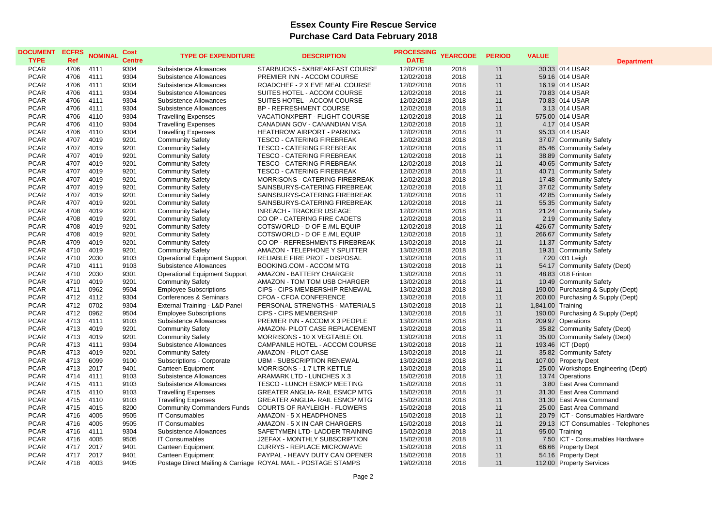# Essex County Fire Rescue Service
## Purchase Card Data February 2018

| DOCUMENT TYPE | ECFRS Ref | NOMINAL | Cost Centre | TYPE OF EXPENDITURE | DESCRIPTION | PROCESSING DATE | YEARCODE | PERIOD | VALUE | Department |
|---|---|---|---|---|---|---|---|---|---|---|
| PCAR | 4706 | 4111 | 9304 | Subsistence Allowances | STARBUCKS - 5XBREAKFAST COURSE | 12/02/2018 | 2018 | 11 | 30.33 | 014 USAR |
| PCAR | 4706 | 4111 | 9304 | Subsistence Allowances | PREMIER INN - ACCOM COURSE | 12/02/2018 | 2018 | 11 | 59.16 | 014 USAR |
| PCAR | 4706 | 4111 | 9304 | Subsistence Allowances | ROADCHEF - 2 X EVE MEAL COURSE | 12/02/2018 | 2018 | 11 | 16.19 | 014 USAR |
| PCAR | 4706 | 4111 | 9304 | Subsistence Allowances | SUITES HOTEL - ACCOM COURSE | 12/02/2018 | 2018 | 11 | 70.83 | 014 USAR |
| PCAR | 4706 | 4111 | 9304 | Subsistence Allowances | SUITES HOTEL - ACCOM COURSE | 12/02/2018 | 2018 | 11 | 70.83 | 014 USAR |
| PCAR | 4706 | 4111 | 9304 | Subsistence Allowances | BP - REFRESHMENT COURSE | 12/02/2018 | 2018 | 11 | 3.13 | 014 USAR |
| PCAR | 4706 | 4110 | 9304 | Travelling Expenses | VACATIONXPERT - FLIGHT COURSE | 12/02/2018 | 2018 | 11 | 575.00 | 014 USAR |
| PCAR | 4706 | 4110 | 9304 | Travelling Expenses | CANADIAN GOV - CANANDIAN VISA | 12/02/2018 | 2018 | 11 | 4.17 | 014 USAR |
| PCAR | 4706 | 4110 | 9304 | Travelling Expenses | HEATHROW AIRPORT - PARKING | 12/02/2018 | 2018 | 11 | 95.33 | 014 USAR |
| PCAR | 4707 | 4019 | 9201 | Community Safety | TESCO - CATERING FIREBREAK | 12/02/2018 | 2018 | 11 | 37.07 | Community Safety |
| PCAR | 4707 | 4019 | 9201 | Community Safety | TESCO - CATERING FIREBREAK | 12/02/2018 | 2018 | 11 | 85.46 | Community Safety |
| PCAR | 4707 | 4019 | 9201 | Community Safety | TESCO - CATERING FIREBREAK | 12/02/2018 | 2018 | 11 | 38.89 | Community Safety |
| PCAR | 4707 | 4019 | 9201 | Community Safety | TESCO - CATERING FIREBREAK | 12/02/2018 | 2018 | 11 | 40.65 | Community Safety |
| PCAR | 4707 | 4019 | 9201 | Community Safety | TESCO - CATERING FIREBREAK | 12/02/2018 | 2018 | 11 | 40.71 | Community Safety |
| PCAR | 4707 | 4019 | 9201 | Community Safety | MORRISONS - CATERING FIREBREAK | 12/02/2018 | 2018 | 11 | 17.48 | Community Safety |
| PCAR | 4707 | 4019 | 9201 | Community Safety | SAINSBURYS-CATERING FIREBREAK | 12/02/2018 | 2018 | 11 | 37.02 | Community Safety |
| PCAR | 4707 | 4019 | 9201 | Community Safety | SAINSBURYS-CATERING FIREBREAK | 12/02/2018 | 2018 | 11 | 42.85 | Community Safety |
| PCAR | 4707 | 4019 | 9201 | Community Safety | SAINSBURYS-CATERING FIREBREAK | 12/02/2018 | 2018 | 11 | 55.35 | Community Safety |
| PCAR | 4708 | 4019 | 9201 | Community Safety | INREACH - TRACKER USEAGE | 12/02/2018 | 2018 | 11 | 21.24 | Community Safety |
| PCAR | 4708 | 4019 | 9201 | Community Safety | CO OP - CATERING FIRE CADETS | 12/02/2018 | 2018 | 11 | 2.19 | Community Safety |
| PCAR | 4708 | 4019 | 9201 | Community Safety | COTSWORLD - D OF E /ML EQUIP | 12/02/2018 | 2018 | 11 | 426.67 | Community Safety |
| PCAR | 4708 | 4019 | 9201 | Community Safety | COTSWORLD - D OF E /ML EQUIP | 12/02/2018 | 2018 | 11 | 266.67 | Community Safety |
| PCAR | 4709 | 4019 | 9201 | Community Safety | CO OP - REFRESHMENTS FIREBREAK | 13/02/2018 | 2018 | 11 | 11.37 | Community Safety |
| PCAR | 4710 | 4019 | 9201 | Community Safety | AMAZON - TELEPHONE Y SPLITTER | 13/02/2018 | 2018 | 11 | 19.31 | Community Safety |
| PCAR | 4710 | 2030 | 9103 | Operational Equipment Support | RELIABLE FIRE PROT - DISPOSAL | 13/02/2018 | 2018 | 11 | 7.20 | 031 Leigh |
| PCAR | 4710 | 4111 | 9103 | Subsistence Allowances | BOOKING.COM - ACCOM MTG | 13/02/2018 | 2018 | 11 | 54.17 | Community Safety (Dept) |
| PCAR | 4710 | 2030 | 9301 | Operational Equipment Support | AMAZON - BATTERY CHARGER | 13/02/2018 | 2018 | 11 | 48.83 | 018 Frinton |
| PCAR | 4710 | 4019 | 9201 | Community Safety | AMAZON - TOM TOM USB CHARGER | 13/02/2018 | 2018 | 11 | 10.49 | Community Safety |
| PCAR | 4711 | 0962 | 9504 | Employee Subscriptions | CIPS - CIPS MEMBERSHIP RENEWAL | 13/02/2018 | 2018 | 11 | 190.00 | Purchasing & Supply (Dept) |
| PCAR | 4712 | 4112 | 9304 | Conferences & Seminars | CFOA - CFOA CONFERENCE | 13/02/2018 | 2018 | 11 | 200.00 | Purchasing & Supply (Dept) |
| PCAR | 4712 | 0702 | 9304 | External Training - L&D Panel | PERSONAL STRENGTHS - MATERIALS | 13/02/2018 | 2018 | 11 | 1,841.00 | Training |
| PCAR | 4712 | 0962 | 9504 | Employee Subscriptions | CIPS - CIPS MEMBERSHIP | 13/02/2018 | 2018 | 11 | 190.00 | Purchasing & Supply (Dept) |
| PCAR | 4713 | 4111 | 9103 | Subsistence Allowances | PREMIER INN - ACCOM X 3 PEOPLE | 13/02/2018 | 2018 | 11 | 209.97 | Operations |
| PCAR | 4713 | 4019 | 9201 | Community Safety | AMAZON- PILOT CASE REPLACEMENT | 13/02/2018 | 2018 | 11 | 35.82 | Community Safety (Dept) |
| PCAR | 4713 | 4019 | 9201 | Community Safety | MORRISONS - 10 X VEGTABLE OIL | 13/02/2018 | 2018 | 11 | 35.00 | Community Safety (Dept) |
| PCAR | 4713 | 4111 | 9304 | Subsistence Allowances | CAMPANILE HOTEL - ACCOM COURSE | 13/02/2018 | 2018 | 11 | 193.46 | ICT (Dept) |
| PCAR | 4713 | 4019 | 9201 | Community Safety | AMAZON - PILOT CASE | 13/02/2018 | 2018 | 11 | 35.82 | Community Safety |
| PCAR | 4713 | 6099 | 9100 | Subscriptions - Corporate | UBM - SUBSCRIPTION RENEWAL | 13/02/2018 | 2018 | 11 | 107.00 | Property Dept |
| PCAR | 4713 | 2017 | 9401 | Canteen Equipment | MORRISONS - 1.7 LTR KETTLE | 13/02/2018 | 2018 | 11 | 25.00 | Workshops Engineering (Dept) |
| PCAR | 4714 | 4111 | 9103 | Subsistence Allowances | ARAMARK LTD - LUNCHES X 3 | 15/02/2018 | 2018 | 11 | 13.74 | Operations |
| PCAR | 4715 | 4111 | 9103 | Subsistence Allowances | TESCO - LUNCH ESMCP MEETING | 15/02/2018 | 2018 | 11 | 3.80 | East Area Command |
| PCAR | 4715 | 4110 | 9103 | Travelling Expenses | GREATER ANGLIA- RAIL ESMCP MTG | 15/02/2018 | 2018 | 11 | 31.30 | East Area Command |
| PCAR | 4715 | 4110 | 9103 | Travelling Expenses | GREATER ANGLIA- RAIL ESMCP MTG | 15/02/2018 | 2018 | 11 | 31.30 | East Area Command |
| PCAR | 4715 | 4015 | 8200 | Community Commanders Funds | COURTS OF RAYLEIGH - FLOWERS | 15/02/2018 | 2018 | 11 | 25.00 | East Area Command |
| PCAR | 4716 | 4005 | 9505 | IT Consumables | AMAZON - 5 X HEADPHONES | 15/02/2018 | 2018 | 11 | 20.79 | ICT - Consumables Hardware |
| PCAR | 4716 | 4005 | 9505 | IT Consumables | AMAZON - 5 X IN CAR CHARGERS | 15/02/2018 | 2018 | 11 | 29.13 | ICT Consumables - Telephones |
| PCAR | 4716 | 4111 | 9304 | Subsistence Allowances | SAFETYMEN LTD- LADDER TRAINING | 15/02/2018 | 2018 | 11 | 95.00 | Training |
| PCAR | 4716 | 4005 | 9505 | IT Consumables | J2EFAX - MONTHLY SUBSCRIPTION | 15/02/2018 | 2018 | 11 | 7.50 | ICT - Consumables Hardware |
| PCAR | 4717 | 2017 | 9401 | Canteen Equipment | CURRYS - REPLACE MICROWAVE | 15/02/2018 | 2018 | 11 | 66.66 | Property Dept |
| PCAR | 4717 | 2017 | 9401 | Canteen Equipment | PAYPAL - HEAVY DUTY CAN OPENER | 15/02/2018 | 2018 | 11 | 54.16 | Property Dept |
| PCAR | 4718 | 4003 | 9405 | Postage Direct Mailing & Carriage | ROYAL MAIL - POSTAGE STAMPS | 19/02/2018 | 2018 | 11 | 112.00 | Property Services |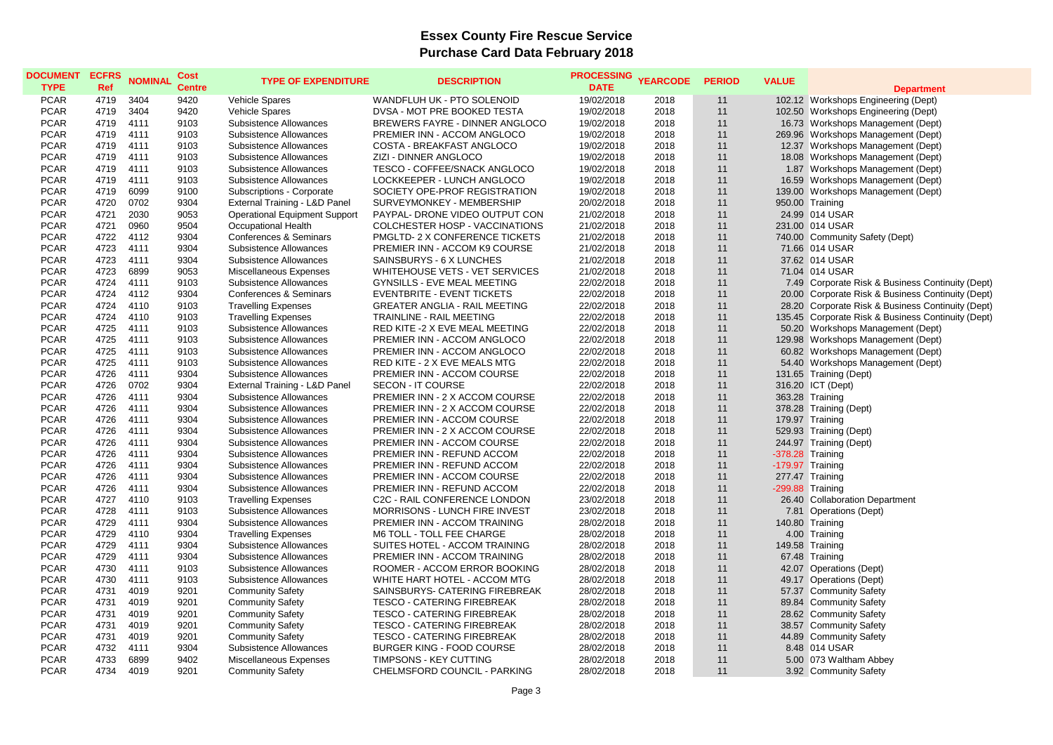# Essex County Fire Rescue Service
## Purchase Card Data February 2018

| DOCUMENT TYPE | ECFRS Ref | NOMINAL | Cost Centre | TYPE OF EXPENDITURE | DESCRIPTION | PROCESSING DATE | YEARCODE | PERIOD | VALUE | Department |
|---|---|---|---|---|---|---|---|---|---|---|
| PCAR | 4719 | 3404 | 9420 | Vehicle Spares | WANDFLUH UK - PTO SOLENOID | 19/02/2018 | 2018 | 11 | 102.12 | Workshops Engineering (Dept) |
| PCAR | 4719 | 3404 | 9420 | Vehicle Spares | DVSA - MOT PRE BOOKED TESTA | 19/02/2018 | 2018 | 11 | 102.50 | Workshops Engineering (Dept) |
| PCAR | 4719 | 4111 | 9103 | Subsistence Allowances | BREWERS FAYRE - DINNER ANGLOCO | 19/02/2018 | 2018 | 11 | 16.73 | Workshops Management (Dept) |
| PCAR | 4719 | 4111 | 9103 | Subsistence Allowances | PREMIER INN - ACCOM ANGLOCO | 19/02/2018 | 2018 | 11 | 269.96 | Workshops Management (Dept) |
| PCAR | 4719 | 4111 | 9103 | Subsistence Allowances | COSTA - BREAKFAST ANGLOCO | 19/02/2018 | 2018 | 11 | 12.37 | Workshops Management (Dept) |
| PCAR | 4719 | 4111 | 9103 | Subsistence Allowances | ZIZI - DINNER ANGLOCO | 19/02/2018 | 2018 | 11 | 18.08 | Workshops Management (Dept) |
| PCAR | 4719 | 4111 | 9103 | Subsistence Allowances | TESCO - COFFEE/SNACK ANGLOCO | 19/02/2018 | 2018 | 11 | 1.87 | Workshops Management (Dept) |
| PCAR | 4719 | 4111 | 9103 | Subsistence Allowances | LOCKKEEPER - LUNCH ANGLOCO | 19/02/2018 | 2018 | 11 | 16.59 | Workshops Management (Dept) |
| PCAR | 4719 | 6099 | 9100 | Subscriptions - Corporate | SOCIETY OPE-PROF REGISTRATION | 19/02/2018 | 2018 | 11 | 139.00 | Workshops Management (Dept) |
| PCAR | 4720 | 0702 | 9304 | External Training - L&D Panel | SURVEYMONKEY - MEMBERSHIP | 20/02/2018 | 2018 | 11 | 950.00 | Training |
| PCAR | 4721 | 2030 | 9053 | Operational Equipment Support | PAYPAL- DRONE VIDEO OUTPUT CON | 21/02/2018 | 2018 | 11 | 24.99 | 014 USAR |
| PCAR | 4721 | 0960 | 9504 | Occupational Health | COLCHESTER HOSP - VACCINATIONS | 21/02/2018 | 2018 | 11 | 231.00 | 014 USAR |
| PCAR | 4722 | 4112 | 9304 | Conferences & Seminars | PMGLTD- 2 X CONFERENCE TICKETS | 21/02/2018 | 2018 | 11 | 740.00 | Community Safety (Dept) |
| PCAR | 4723 | 4111 | 9304 | Subsistence Allowances | PREMIER INN - ACCOM K9 COURSE | 21/02/2018 | 2018 | 11 | 71.66 | 014 USAR |
| PCAR | 4723 | 4111 | 9304 | Subsistence Allowances | SAINSBURYS - 6 X LUNCHES | 21/02/2018 | 2018 | 11 | 37.62 | 014 USAR |
| PCAR | 4723 | 6899 | 9053 | Miscellaneous Expenses | WHITEHOUSE VETS - VET SERVICES | 21/02/2018 | 2018 | 11 | 71.04 | 014 USAR |
| PCAR | 4724 | 4111 | 9103 | Subsistence Allowances | GYNSILLS - EVE MEAL MEETING | 22/02/2018 | 2018 | 11 | 7.49 | Corporate Risk & Business Continuity (Dept) |
| PCAR | 4724 | 4112 | 9304 | Conferences & Seminars | EVENTBRITE - EVENT TICKETS | 22/02/2018 | 2018 | 11 | 20.00 | Corporate Risk & Business Continuity (Dept) |
| PCAR | 4724 | 4110 | 9103 | Travelling Expenses | GREATER ANGLIA - RAIL MEETING | 22/02/2018 | 2018 | 11 | 28.20 | Corporate Risk & Business Continuity (Dept) |
| PCAR | 4724 | 4110 | 9103 | Travelling Expenses | TRAINLINE - RAIL MEETING | 22/02/2018 | 2018 | 11 | 135.45 | Corporate Risk & Business Continuity (Dept) |
| PCAR | 4725 | 4111 | 9103 | Subsistence Allowances | RED KITE -2 X EVE MEAL MEETING | 22/02/2018 | 2018 | 11 | 50.20 | Workshops Management (Dept) |
| PCAR | 4725 | 4111 | 9103 | Subsistence Allowances | PREMIER INN - ACCOM ANGLOCO | 22/02/2018 | 2018 | 11 | 129.98 | Workshops Management (Dept) |
| PCAR | 4725 | 4111 | 9103 | Subsistence Allowances | PREMIER INN - ACCOM ANGLOCO | 22/02/2018 | 2018 | 11 | 60.82 | Workshops Management (Dept) |
| PCAR | 4725 | 4111 | 9103 | Subsistence Allowances | RED KITE - 2 X EVE MEALS MTG | 22/02/2018 | 2018 | 11 | 54.40 | Workshops Management (Dept) |
| PCAR | 4726 | 4111 | 9304 | Subsistence Allowances | PREMIER INN - ACCOM COURSE | 22/02/2018 | 2018 | 11 | 131.65 | Training (Dept) |
| PCAR | 4726 | 0702 | 9304 | External Training - L&D Panel | SECON - IT COURSE | 22/02/2018 | 2018 | 11 | 316.20 | ICT (Dept) |
| PCAR | 4726 | 4111 | 9304 | Subsistence Allowances | PREMIER INN - 2 X ACCOM COURSE | 22/02/2018 | 2018 | 11 | 363.28 | Training |
| PCAR | 4726 | 4111 | 9304 | Subsistence Allowances | PREMIER INN - 2 X ACCOM COURSE | 22/02/2018 | 2018 | 11 | 378.28 | Training (Dept) |
| PCAR | 4726 | 4111 | 9304 | Subsistence Allowances | PREMIER INN - ACCOM COURSE | 22/02/2018 | 2018 | 11 | 179.97 | Training |
| PCAR | 4726 | 4111 | 9304 | Subsistence Allowances | PREMIER INN - 2 X ACCOM COURSE | 22/02/2018 | 2018 | 11 | 529.93 | Training (Dept) |
| PCAR | 4726 | 4111 | 9304 | Subsistence Allowances | PREMIER INN - ACCOM COURSE | 22/02/2018 | 2018 | 11 | 244.97 | Training (Dept) |
| PCAR | 4726 | 4111 | 9304 | Subsistence Allowances | PREMIER INN - REFUND ACCOM | 22/02/2018 | 2018 | 11 | -378.28 | Training |
| PCAR | 4726 | 4111 | 9304 | Subsistence Allowances | PREMIER INN - REFUND ACCOM | 22/02/2018 | 2018 | 11 | -179.97 | Training |
| PCAR | 4726 | 4111 | 9304 | Subsistence Allowances | PREMIER INN - ACCOM COURSE | 22/02/2018 | 2018 | 11 | 277.47 | Training |
| PCAR | 4726 | 4111 | 9304 | Subsistence Allowances | PREMIER INN - REFUND ACCOM | 22/02/2018 | 2018 | 11 | -299.88 | Training |
| PCAR | 4727 | 4110 | 9103 | Travelling Expenses | C2C - RAIL CONFERENCE LONDON | 23/02/2018 | 2018 | 11 | 26.40 | Collaboration Department |
| PCAR | 4728 | 4111 | 9103 | Subsistence Allowances | MORRISONS - LUNCH FIRE INVEST | 23/02/2018 | 2018 | 11 | 7.81 | Operations (Dept) |
| PCAR | 4729 | 4111 | 9304 | Subsistence Allowances | PREMIER INN - ACCOM TRAINING | 28/02/2018 | 2018 | 11 | 140.80 | Training |
| PCAR | 4729 | 4110 | 9304 | Travelling Expenses | M6 TOLL - TOLL FEE CHARGE | 28/02/2018 | 2018 | 11 | 4.00 | Training |
| PCAR | 4729 | 4111 | 9304 | Subsistence Allowances | SUITES HOTEL - ACCOM TRAINING | 28/02/2018 | 2018 | 11 | 149.58 | Training |
| PCAR | 4729 | 4111 | 9304 | Subsistence Allowances | PREMIER INN - ACCOM TRAINING | 28/02/2018 | 2018 | 11 | 67.48 | Training |
| PCAR | 4730 | 4111 | 9103 | Subsistence Allowances | ROOMER - ACCOM ERROR BOOKING | 28/02/2018 | 2018 | 11 | 42.07 | Operations (Dept) |
| PCAR | 4730 | 4111 | 9103 | Subsistence Allowances | WHITE HART HOTEL - ACCOM MTG | 28/02/2018 | 2018 | 11 | 49.17 | Operations (Dept) |
| PCAR | 4731 | 4019 | 9201 | Community Safety | SAINSBURYS- CATERING FIREBREAK | 28/02/2018 | 2018 | 11 | 57.37 | Community Safety |
| PCAR | 4731 | 4019 | 9201 | Community Safety | TESCO - CATERING FIREBREAK | 28/02/2018 | 2018 | 11 | 89.84 | Community Safety |
| PCAR | 4731 | 4019 | 9201 | Community Safety | TESCO - CATERING FIREBREAK | 28/02/2018 | 2018 | 11 | 28.62 | Community Safety |
| PCAR | 4731 | 4019 | 9201 | Community Safety | TESCO - CATERING FIREBREAK | 28/02/2018 | 2018 | 11 | 38.57 | Community Safety |
| PCAR | 4731 | 4019 | 9201 | Community Safety | TESCO - CATERING FIREBREAK | 28/02/2018 | 2018 | 11 | 44.89 | Community Safety |
| PCAR | 4732 | 4111 | 9304 | Subsistence Allowances | BURGER KING - FOOD COURSE | 28/02/2018 | 2018 | 11 | 8.48 | 014 USAR |
| PCAR | 4733 | 6899 | 9402 | Miscellaneous Expenses | TIMPSONS - KEY CUTTING | 28/02/2018 | 2018 | 11 | 5.00 | 073 Waltham Abbey |
| PCAR | 4734 | 4019 | 9201 | Community Safety | CHELMSFORD COUNCIL - PARKING | 28/02/2018 | 2018 | 11 | 3.92 | Community Safety |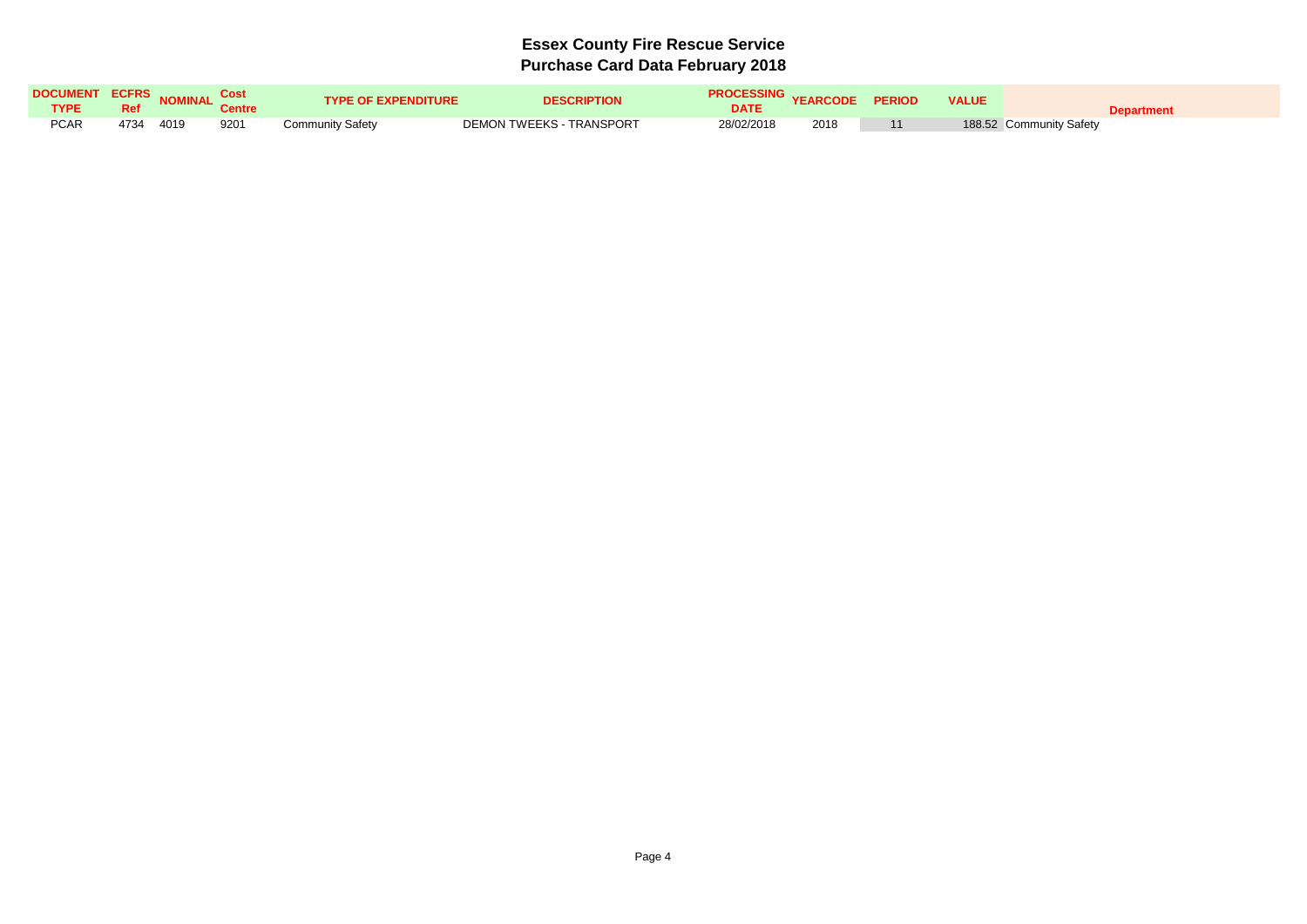# Essex County Fire Rescue Service
## Purchase Card Data February 2018

| DOCUMENT TYPE | ECFRS Ref | NOMINAL | Cost Centre | TYPE OF EXPENDITURE | DESCRIPTION | PROCESSING DATE | YEARCODE | PERIOD | VALUE | Department |
|---|---|---|---|---|---|---|---|---|---|---|
| PCAR | 4734 | 4019 | 9201 | Community Safety | DEMON TWEEKS - TRANSPORT | 28/02/2018 | 2018 | 11 | 188.52 | Community Safety |